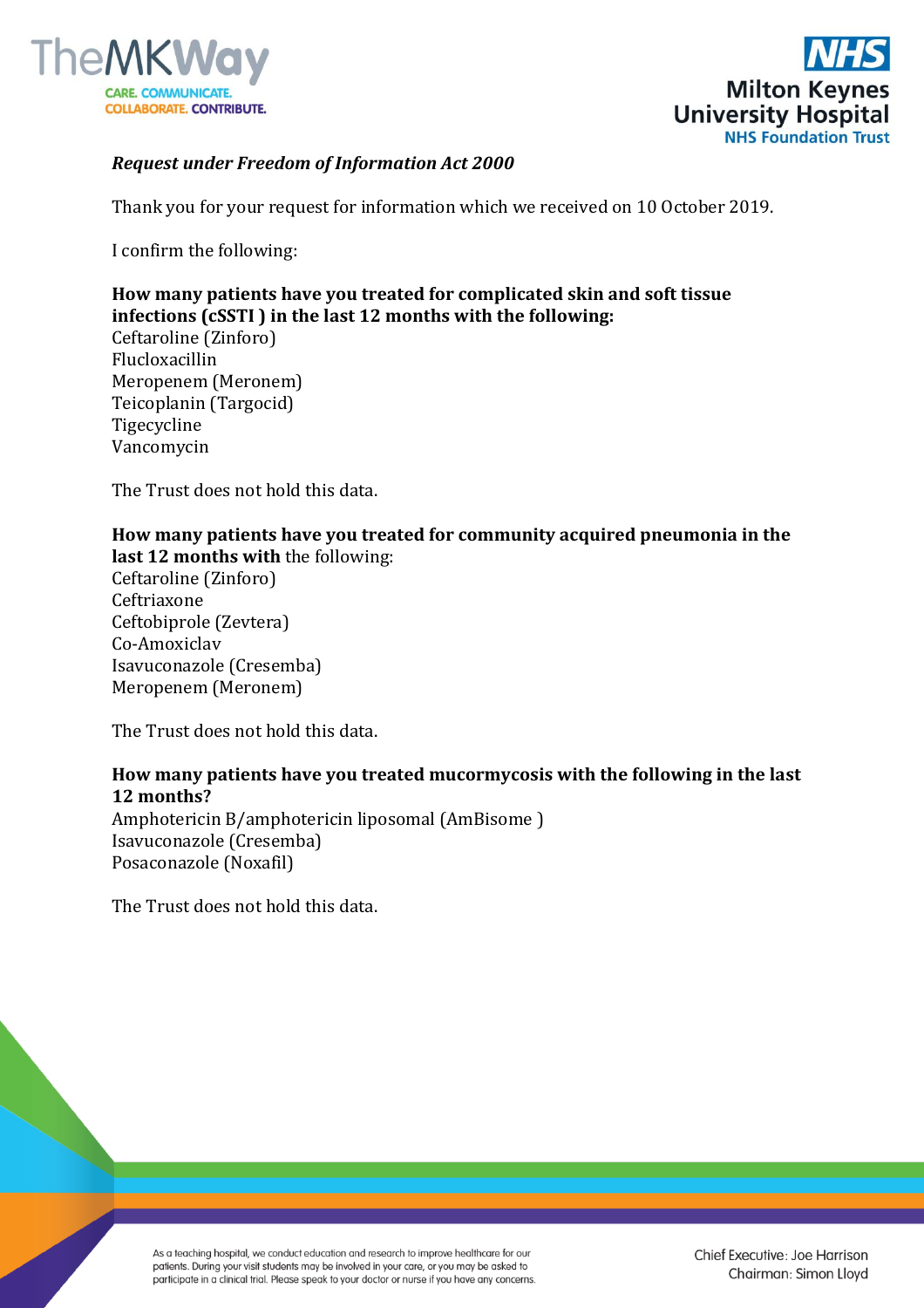*Request under Freedom of Information Act 2000*

Thank you for your request for information which we received on 10 October 2019.

I confirm the following:

**How many patients have you treated for complicated skin and soft tissue infections (cSSTI ) in the last 12 months with the following:**
Ceftaroline (Zinforo)
Flucloxacillin
Meropenem (Meronem)
Teicoplanin (Targocid)
Tigecycline
Vancomycin

The Trust does not hold this data.

**How many patients have you treated for community acquired pneumonia in the last 12 months with** the following:
Ceftaroline (Zinforo)
Ceftriaxone
Ceftobiprole (Zevtera)
Co-Amoxiclav
Isavuconazole (Cresemba)
Meropenem (Meronem)

The Trust does not hold this data.

**How many patients have you treated mucormycosis with the following in the last 12 months?**
Amphotericin B/amphotericin liposomal (AmBisome )
Isavuconazole (Cresemba)
Posaconazole (Noxafil)

The Trust does not hold this data.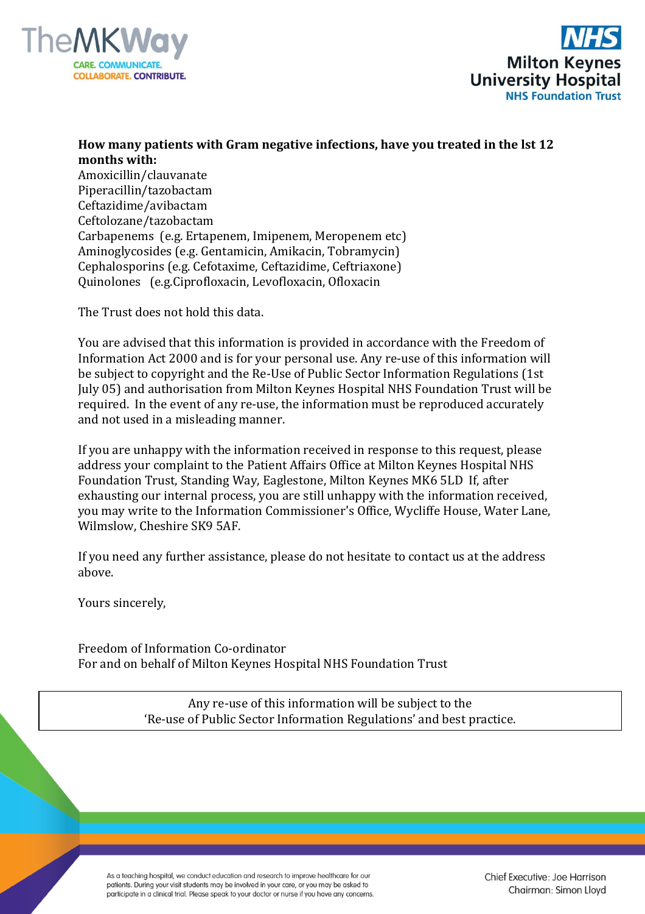**How many patients with Gram negative infections, have you treated in the lst 12 months with:**

Amoxicillin/clauvanate
Piperacillin/tazobactam
Ceftazidime/avibactam
Ceftolozane/tazobactam
Carbapenems (e.g. Ertapenem, Imipenem, Meropenem etc)
Aminoglycosides (e.g. Gentamicin, Amikacin, Tobramycin)
Cephalosporins (e.g. Cefotaxime, Ceftazidime, Ceftriaxone)
Quinolones (e.g.Ciprofloxacin, Levofloxacin, Ofloxacin

The Trust does not hold this data.

You are advised that this information is provided in accordance with the Freedom of Information Act 2000 and is for your personal use. Any re-use of this information will be subject to copyright and the Re-Use of Public Sector Information Regulations (1st July 05) and authorisation from Milton Keynes Hospital NHS Foundation Trust will be required. In the event of any re-use, the information must be reproduced accurately and not used in a misleading manner.

If you are unhappy with the information received in response to this request, please address your complaint to the Patient Affairs Office at Milton Keynes Hospital NHS Foundation Trust, Standing Way, Eaglestone, Milton Keynes MK6 5LD If, after exhausting our internal process, you are still unhappy with the information received, you may write to the Information Commissioner's Office, Wycliffe House, Water Lane, Wilmslow, Cheshire SK9 5AF.

If you need any further assistance, please do not hesitate to contact us at the address above.

Yours sincerely,

Freedom of Information Co-ordinator
For and on behalf of Milton Keynes Hospital NHS Foundation Trust

Any re-use of this information will be subject to the 'Re-use of Public Sector Information Regulations' and best practice.